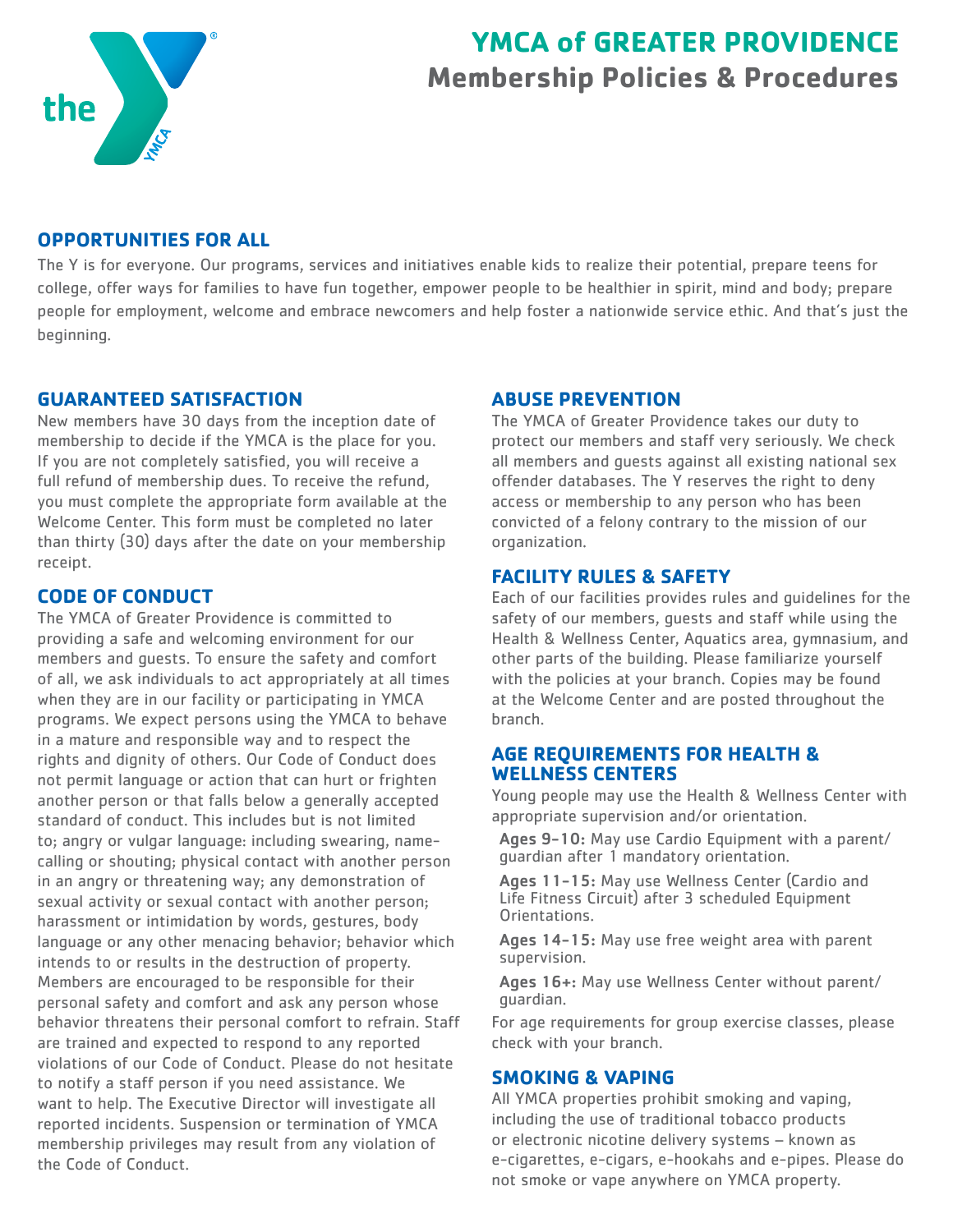# YMCA of GREATER PROVIDENCE

## Membership Policies & Procedures

### OPPORTUNITIES FOR ALL

The Y is for everyone. Our programs, services and initiatives enable kids to realize their potential, prepare teens for college, offer ways for families to have fun together, empower people to be healthier in spirit, mind and body; prepare people for employment, welcome and embrace newcomers and help foster a nationwide service ethic. And that's just the beginning.

### GUARANTEED SATISFACTION

New members have 30 days from the inception date of membership to decide if the YMCA is the place for you. If you are not completely satisfied, you will receive a full refund of membership dues. To receive the refund, you must complete the appropriate form available at the Welcome Center. This form must be completed no later than thirty (30) days after the date on your membership receipt.

### CODE OF CONDUCT

The YMCA of Greater Providence is committed to providing a safe and welcoming environment for our members and guests. To ensure the safety and comfort of all, we ask individuals to act appropriately at all times when they are in our facility or participating in YMCA programs. We expect persons using the YMCA to behave in a mature and responsible way and to respect the rights and dignity of others. Our Code of Conduct does not permit language or action that can hurt or frighten another person or that falls below a generally accepted standard of conduct. This includes but is not limited to; angry or vulgar language: including swearing, name-calling or shouting; physical contact with another person in an angry or threatening way; any demonstration of sexual activity or sexual contact with another person; harassment or intimidation by words, gestures, body language or any other menacing behavior; behavior which intends to or results in the destruction of property. Members are encouraged to be responsible for their personal safety and comfort and ask any person whose behavior threatens their personal comfort to refrain. Staff are trained and expected to respond to any reported violations of our Code of Conduct. Please do not hesitate to notify a staff person if you need assistance. We want to help. The Executive Director will investigate all reported incidents. Suspension or termination of YMCA membership privileges may result from any violation of the Code of Conduct.

### ABUSE PREVENTION

The YMCA of Greater Providence takes our duty to protect our members and staff very seriously. We check all members and guests against all existing national sex offender databases. The Y reserves the right to deny access or membership to any person who has been convicted of a felony contrary to the mission of our organization.

### FACILITY RULES & SAFETY

Each of our facilities provides rules and guidelines for the safety of our members, guests and staff while using the Health & Wellness Center, Aquatics area, gymnasium, and other parts of the building. Please familiarize yourself with the policies at your branch. Copies may be found at the Welcome Center and are posted throughout the branch.

### AGE REQUIREMENTS FOR HEALTH & WELLNESS CENTERS

Young people may use the Health & Wellness Center with appropriate supervision and/or orientation.

- **Ages 9-10:** May use Cardio Equipment with a parent/guardian after 1 mandatory orientation.
- **Ages 11-15:** May use Wellness Center (Cardio and Life Fitness Circuit) after 3 scheduled Equipment Orientations.
- **Ages 14-15:** May use free weight area with parent supervision.
- **Ages 16+:** May use Wellness Center without parent/guardian.

For age requirements for group exercise classes, please check with your branch.

### SMOKING & VAPING

All YMCA properties prohibit smoking and vaping, including the use of traditional tobacco products or electronic nicotine delivery systems – known as e-cigarettes, e-cigars, e-hookahs and e-pipes. Please do not smoke or vape anywhere on YMCA property.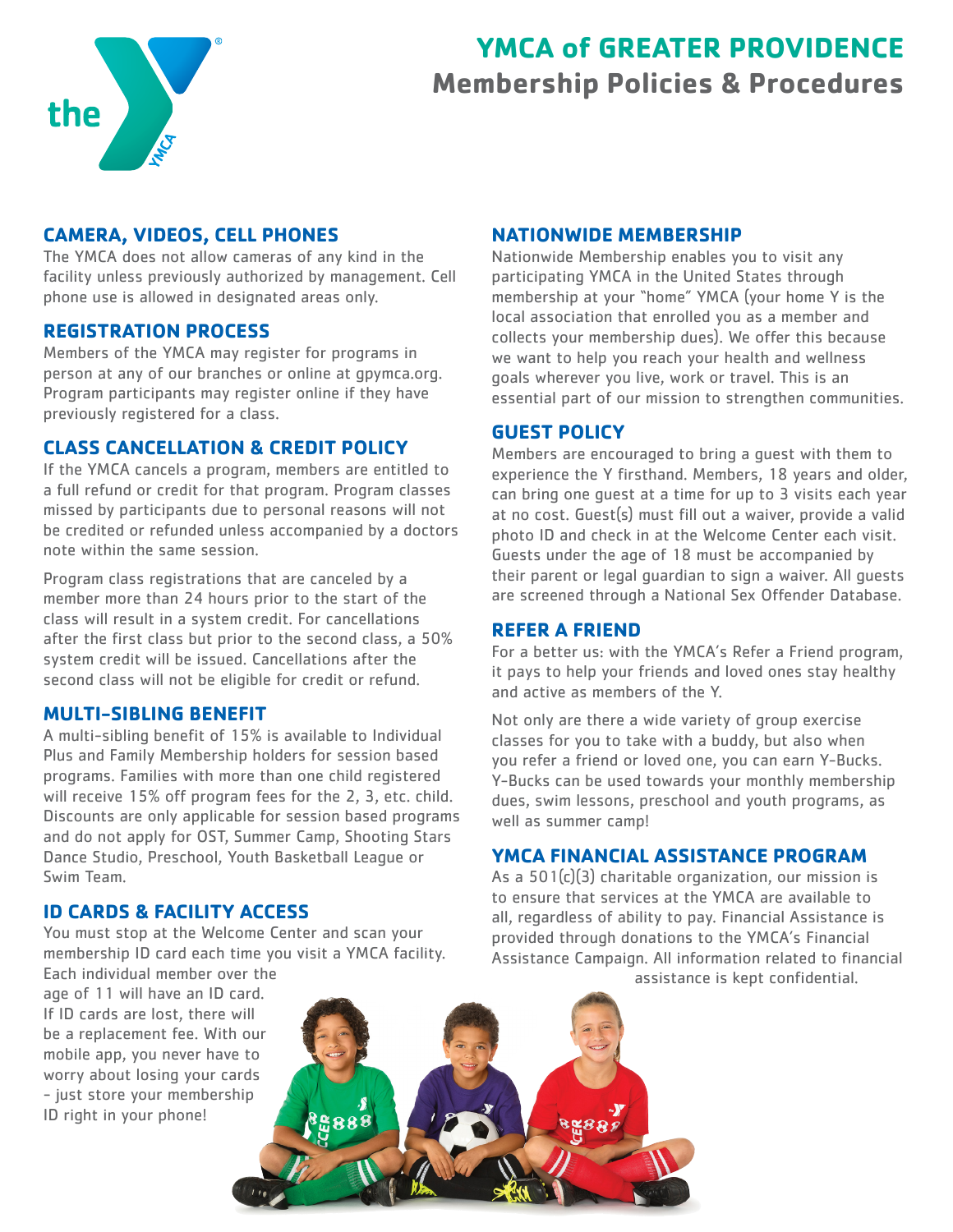# YMCA of GREATER PROVIDENCE

## Membership Policies & Procedures

### CAMERA, VIDEOS, CELL PHONES

The YMCA does not allow cameras of any kind in the facility unless previously authorized by management. Cell phone use is allowed in designated areas only.

### REGISTRATION PROCESS

Members of the YMCA may register for programs in person at any of our branches or online at gpymca.org. Program participants may register online if they have previously registered for a class.

### CLASS CANCELLATION & CREDIT POLICY

If the YMCA cancels a program, members are entitled to a full refund or credit for that program. Program classes missed by participants due to personal reasons will not be credited or refunded unless accompanied by a doctors note within the same session.

Program class registrations that are canceled by a member more than 24 hours prior to the start of the class will result in a system credit. For cancellations after the first class but prior to the second class, a 50% system credit will be issued. Cancellations after the second class will not be eligible for credit or refund.

### MULTI-SIBLING BENEFIT

A multi-sibling benefit of 15% is available to Individual Plus and Family Membership holders for session based programs. Families with more than one child registered will receive 15% off program fees for the 2, 3, etc. child. Discounts are only applicable for session based programs and do not apply for OST, Summer Camp, Shooting Stars Dance Studio, Preschool, Youth Basketball League or Swim Team.

### ID CARDS & FACILITY ACCESS

You must stop at the Welcome Center and scan your membership ID card each time you visit a YMCA facility. Each individual member over the age of 11 will have an ID card. If ID cards are lost, there will be a replacement fee. With our mobile app, you never have to worry about losing your cards - just store your membership ID right in your phone!

### NATIONWIDE MEMBERSHIP

Nationwide Membership enables you to visit any participating YMCA in the United States through membership at your "home" YMCA (your home Y is the local association that enrolled you as a member and collects your membership dues). We offer this because we want to help you reach your health and wellness goals wherever you live, work or travel. This is an essential part of our mission to strengthen communities.

### GUEST POLICY

Members are encouraged to bring a guest with them to experience the Y firsthand. Members, 18 years and older, can bring one guest at a time for up to 3 visits each year at no cost. Guest(s) must fill out a waiver, provide a valid photo ID and check in at the Welcome Center each visit. Guests under the age of 18 must be accompanied by their parent or legal guardian to sign a waiver. All guests are screened through a National Sex Offender Database.

### REFER A FRIEND

For a better us: with the YMCA's Refer a Friend program, it pays to help your friends and loved ones stay healthy and active as members of the Y.

Not only are there a wide variety of group exercise classes for you to take with a buddy, but also when you refer a friend or loved one, you can earn Y-Bucks. Y-Bucks can be used towards your monthly membership dues, swim lessons, preschool and youth programs, as well as summer camp!

### YMCA FINANCIAL ASSISTANCE PROGRAM

As a 501(c)(3) charitable organization, our mission is to ensure that services at the YMCA are available to all, regardless of ability to pay. Financial Assistance is provided through donations to the YMCA's Financial Assistance Campaign. All information related to financial assistance is kept confidential.